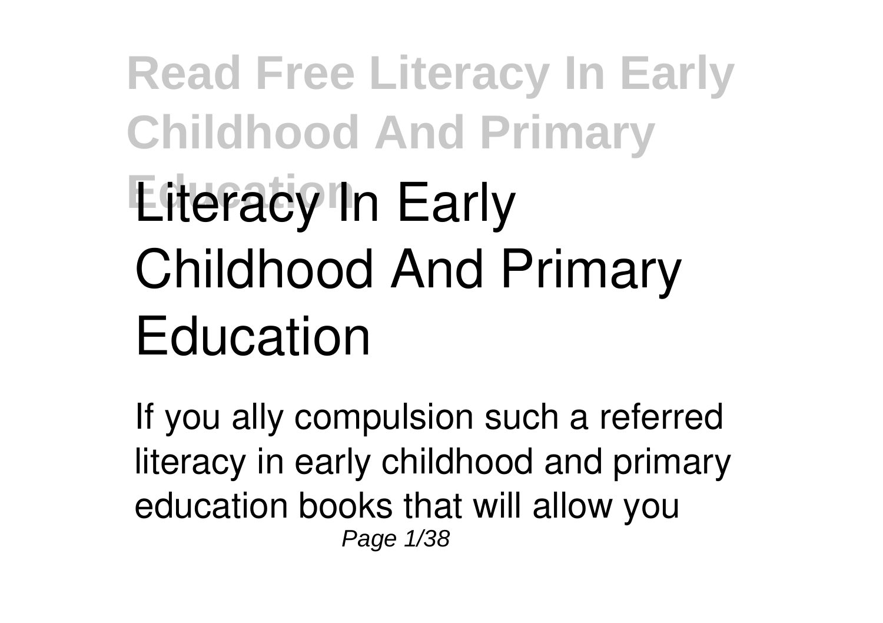# Literacy In Early Childhood And Primary Education

If you ally compulsion such a referred literacy in early childhood and primary education books that will allow you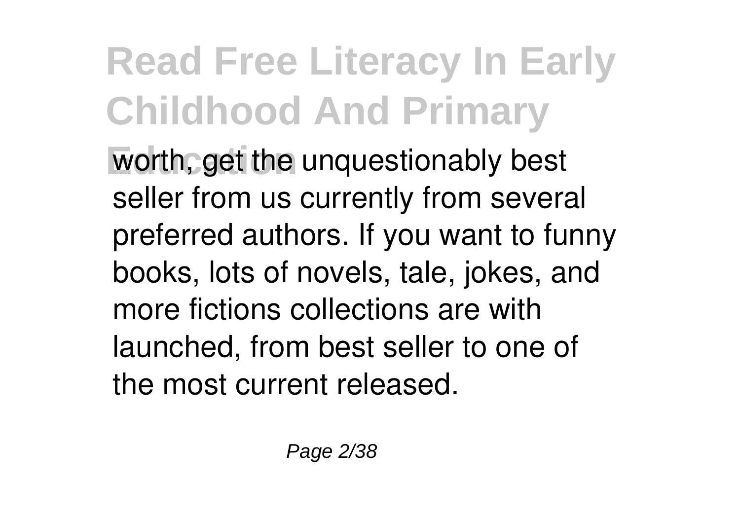worth, get the unquestionably best seller from us currently from several preferred authors. If you want to funny books, lots of novels, tale, jokes, and more fictions collections are with launched, from best seller to one of the most current released.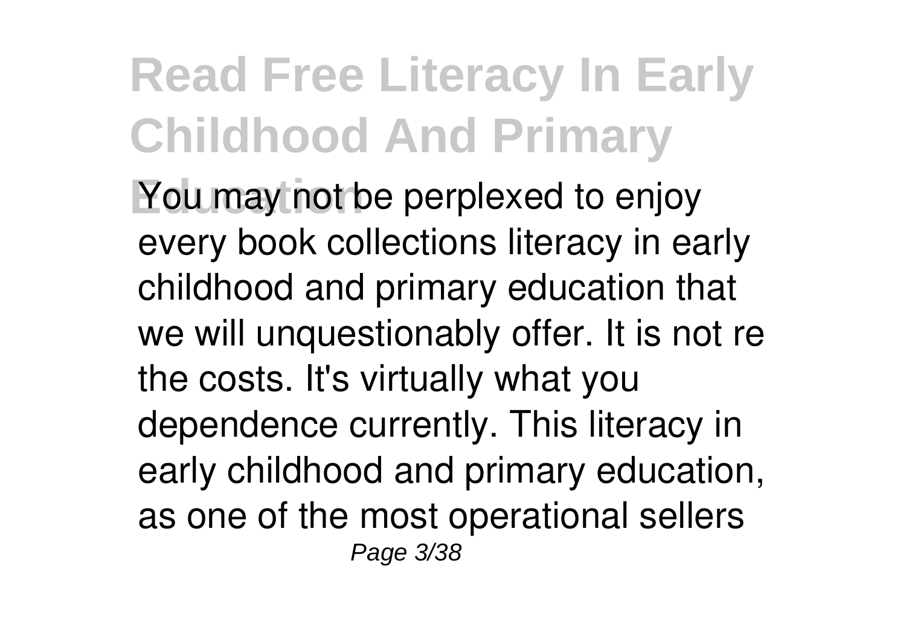You may not be perplexed to enjoy every book collections literacy in early childhood and primary education that we will unquestionably offer. It is not re the costs. It's virtually what you dependence currently. This literacy in early childhood and primary education, as one of the most operational sellers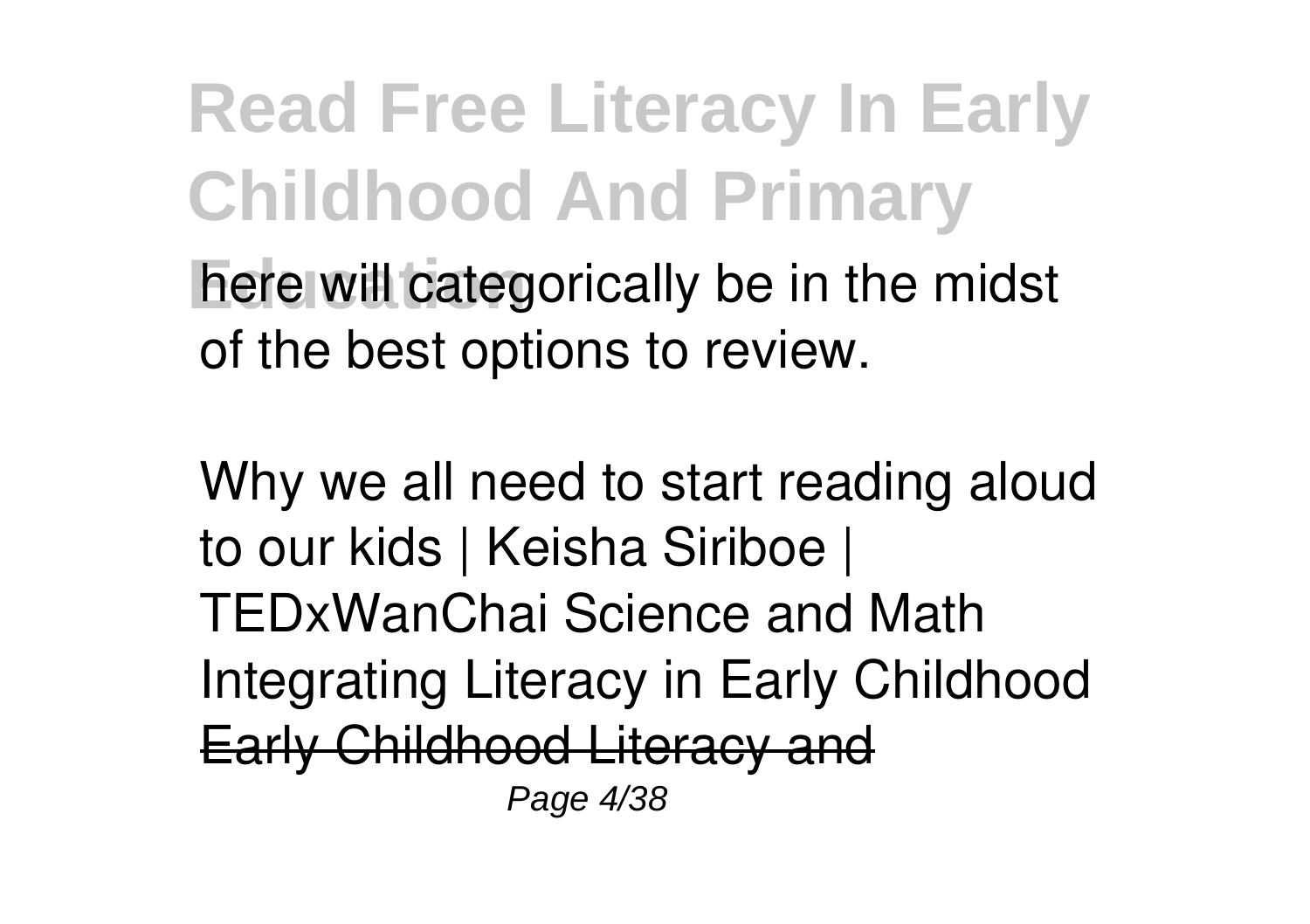here will categorically be in the midst of the best options to review.

Why we all need to start reading aloud to our kids | Keisha Siriboe | TEDxWanChai Science and Math Integrating Literacy in Early Childhood ~~Early Childhood Literacy and~~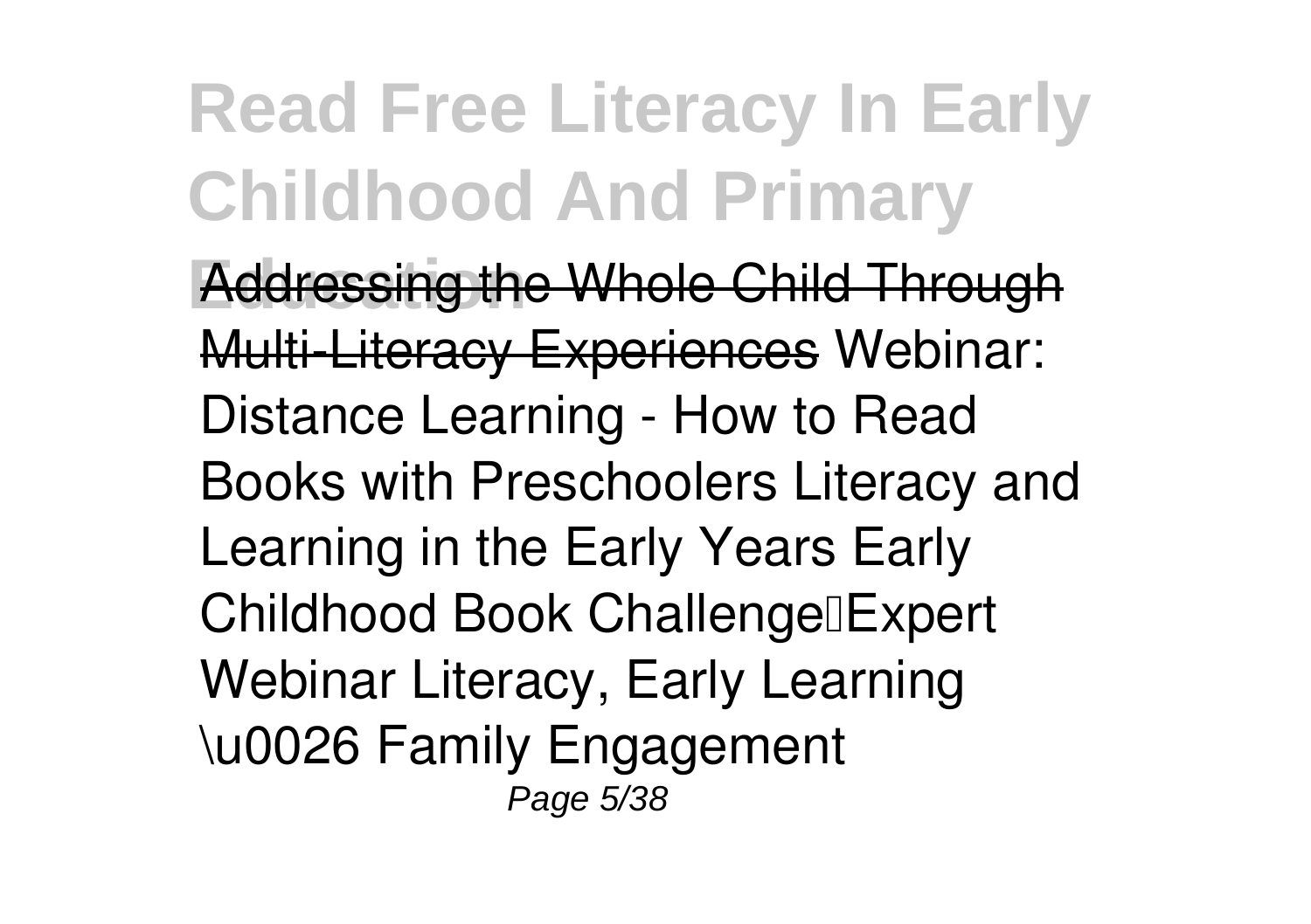Addressing the Whole Child Through Multi-Literacy Experiences Webinar: Distance Learning - How to Read Books with Preschoolers Literacy and Learning in the Early Years Early Childhood Book Challenge—Expert Webinar Literacy, Early Learning \u0026 Family Engagement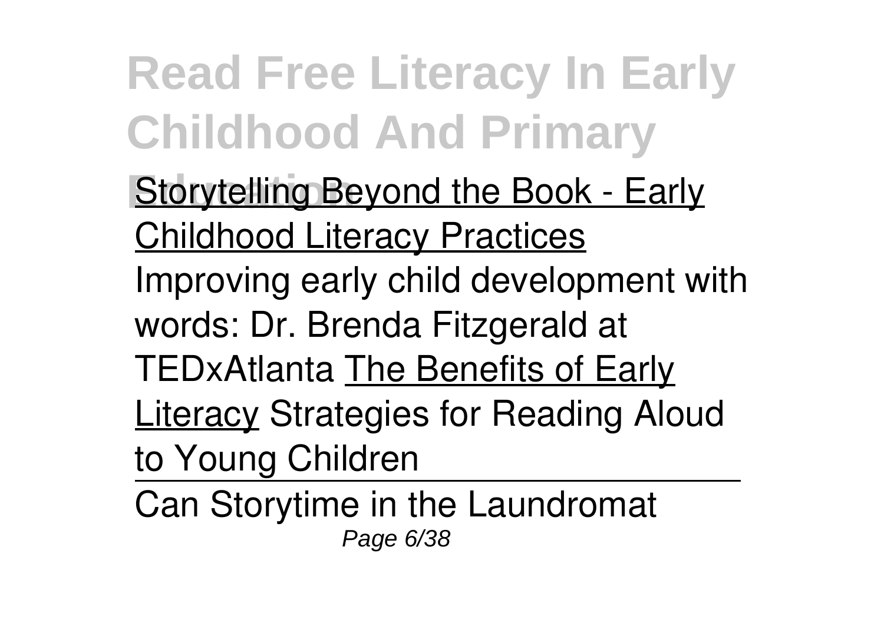Storytelling Beyond the Book - Early Childhood Literacy Practices

Improving early child development with words: Dr. Brenda Fitzgerald at TEDxAtlanta The Benefits of Early Literacy Strategies for Reading Aloud to Young Children

Can Storytime in the Laundromat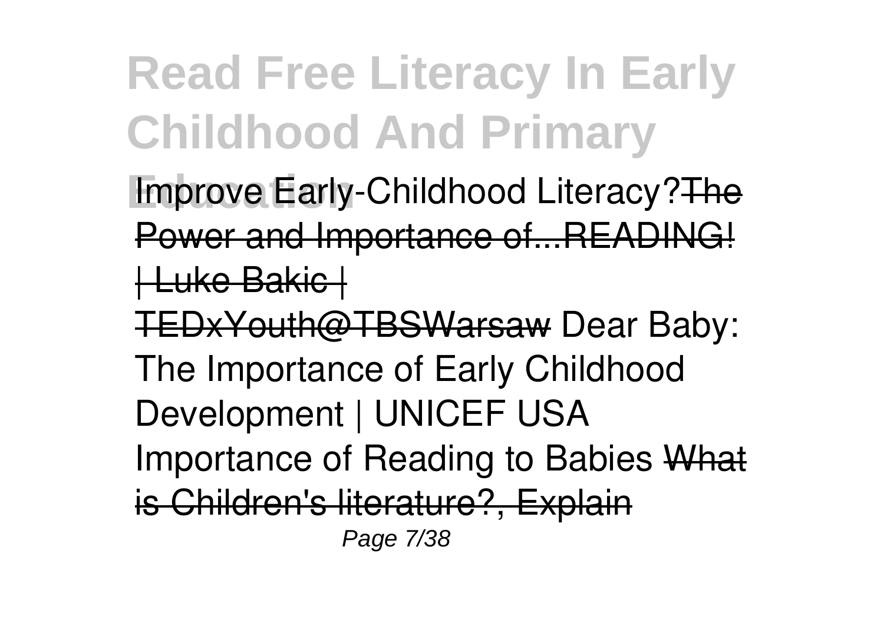Improve Early-Childhood Literacy?~~The Power and Importance of...READING! | Luke Bakic | TEDxYouth@TBSWarsaw~~ Dear Baby: The Importance of Early Childhood Development | UNICEF USA Importance of Reading to Babies ~~What is Children's literature?, Explain~~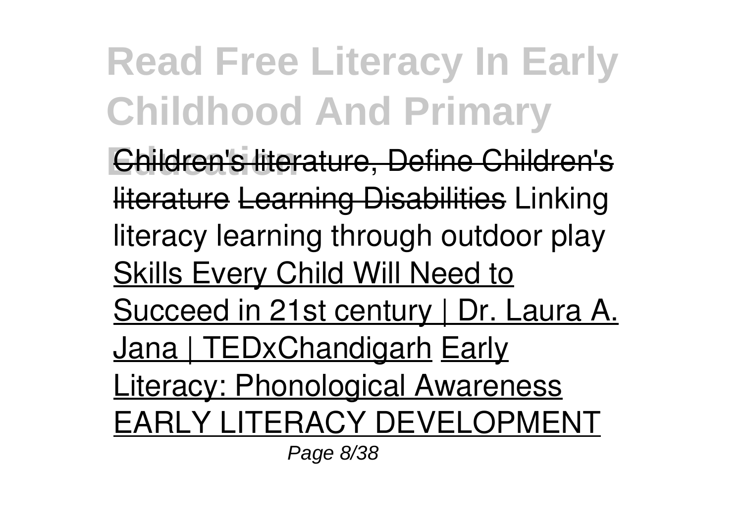Children's literature, Define Children's literature Learning Disabilities Linking literacy learning through outdoor play Skills Every Child Will Need to Succeed in 21st century | Dr. Laura A. Jana | TEDxChandigarh Early Literacy: Phonological Awareness EARLY LITERACY DEVELOPMENT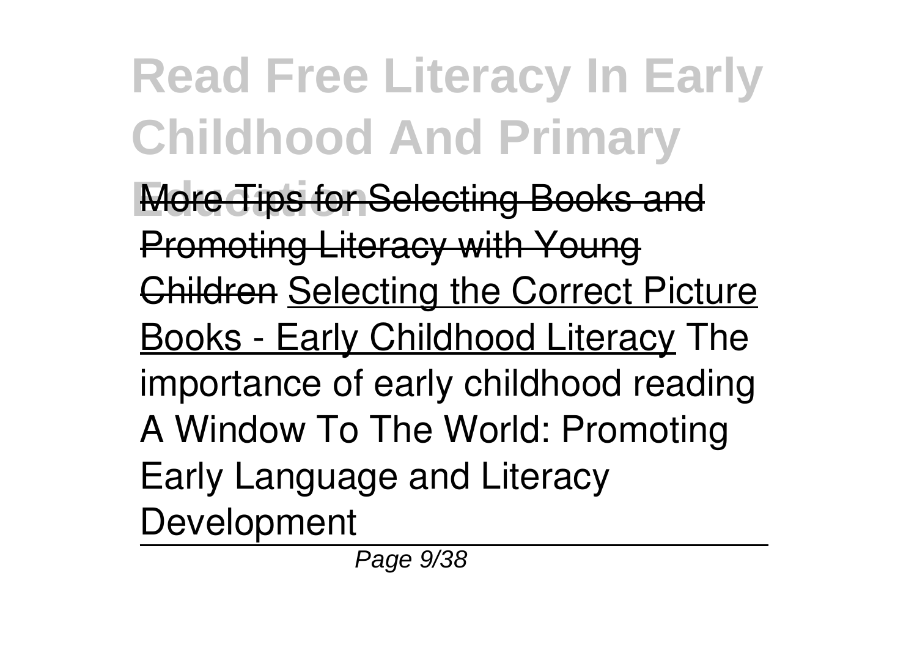~~More Tips for Selecting Books and Promoting Literacy with Young Children~~ Selecting the Correct Picture Books - Early Childhood Literacy The importance of early childhood reading A Window To The World: Promoting Early Language and Literacy Development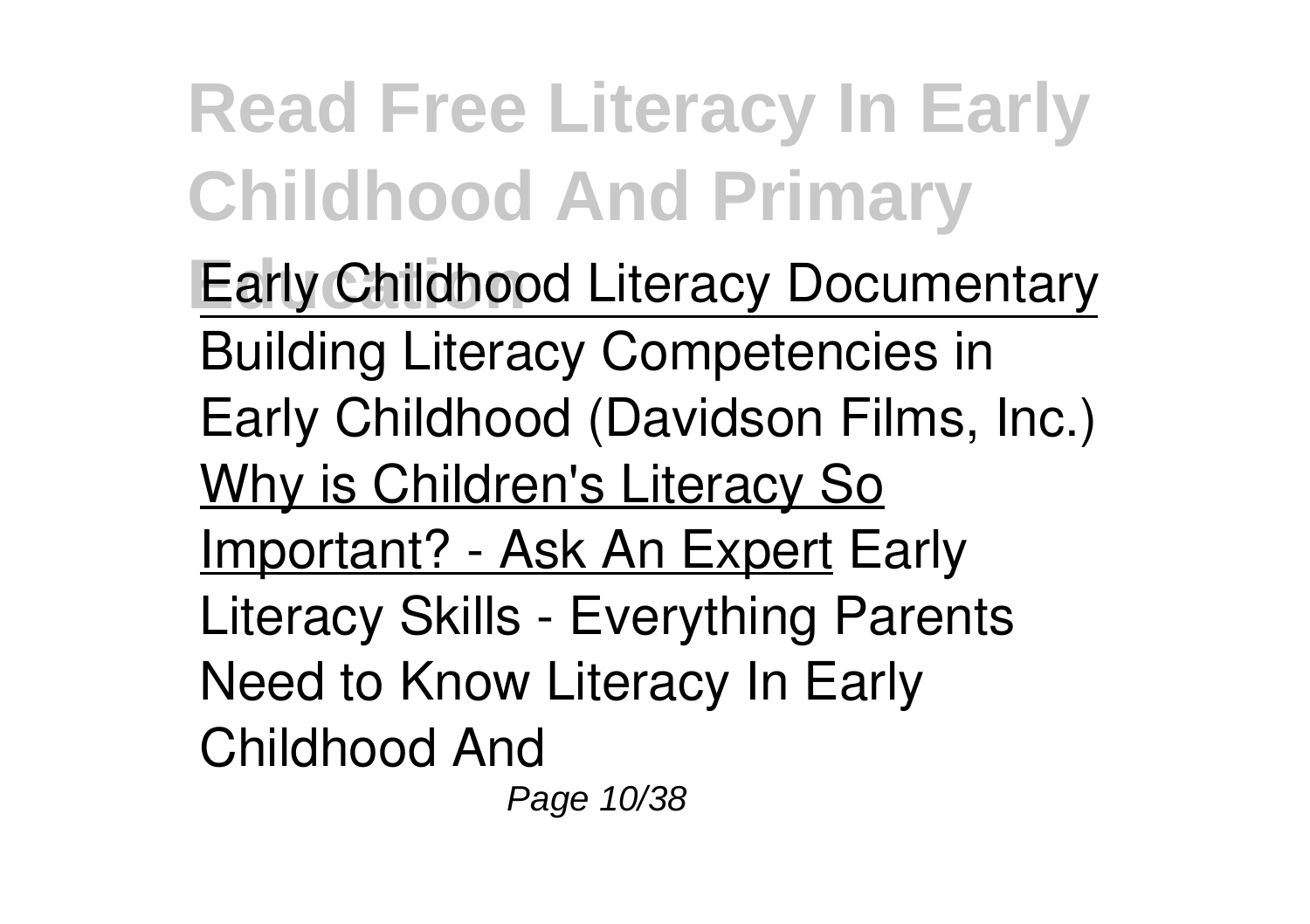Early Childhood Literacy Documentary

Building Literacy Competencies in Early Childhood (Davidson Films, Inc.) Why is Children's Literacy So Important? - Ask An Expert Early Literacy Skills - Everything Parents Need to Know Literacy In Early Childhood And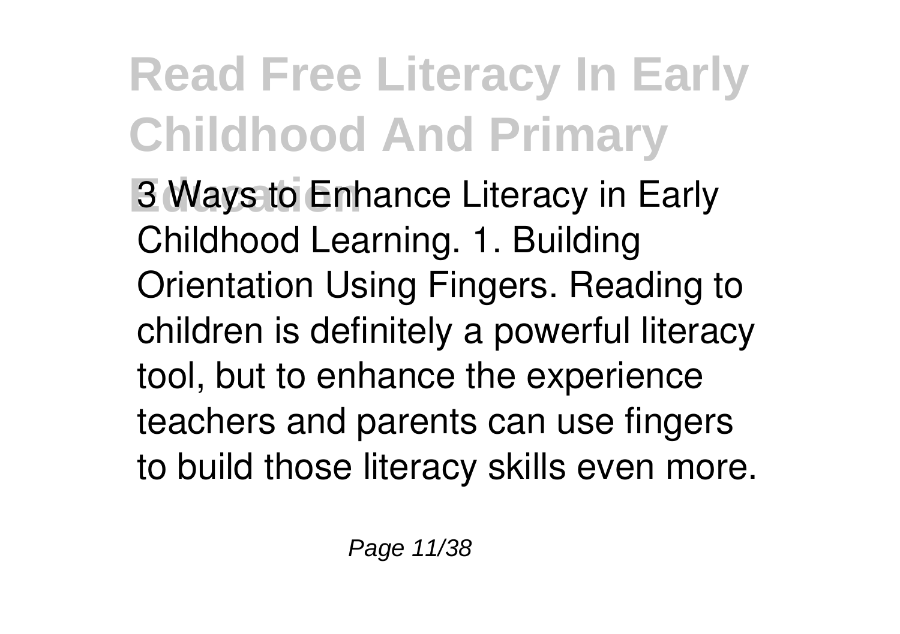3 Ways to Enhance Literacy in Early Childhood Learning. 1. Building Orientation Using Fingers. Reading to children is definitely a powerful literacy tool, but to enhance the experience teachers and parents can use fingers to build those literacy skills even more.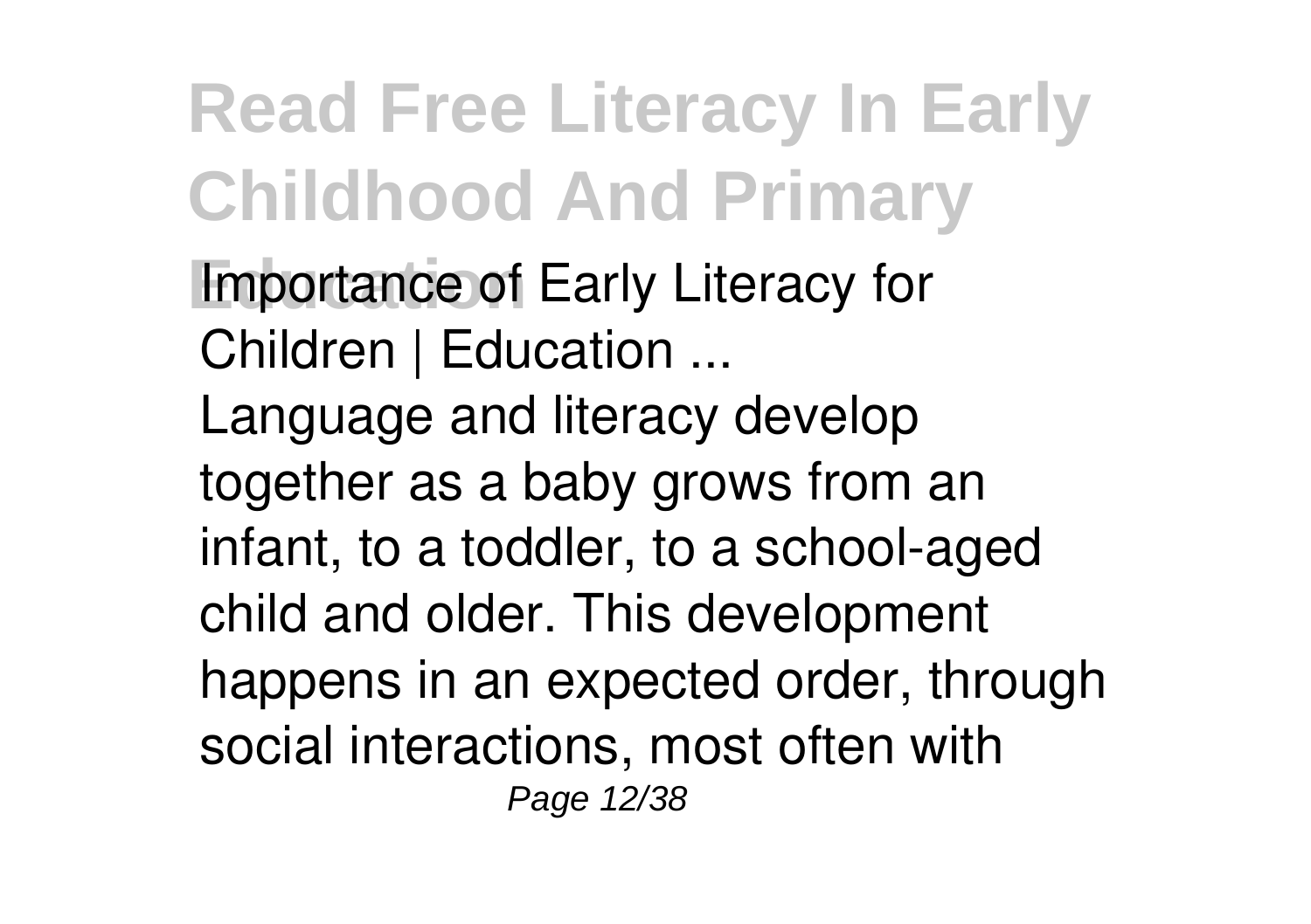Importance of Early Literacy for Children | Education ...

Language and literacy develop together as a baby grows from an infant, to a toddler, to a school-aged child and older. This development happens in an expected order, through social interactions, most often with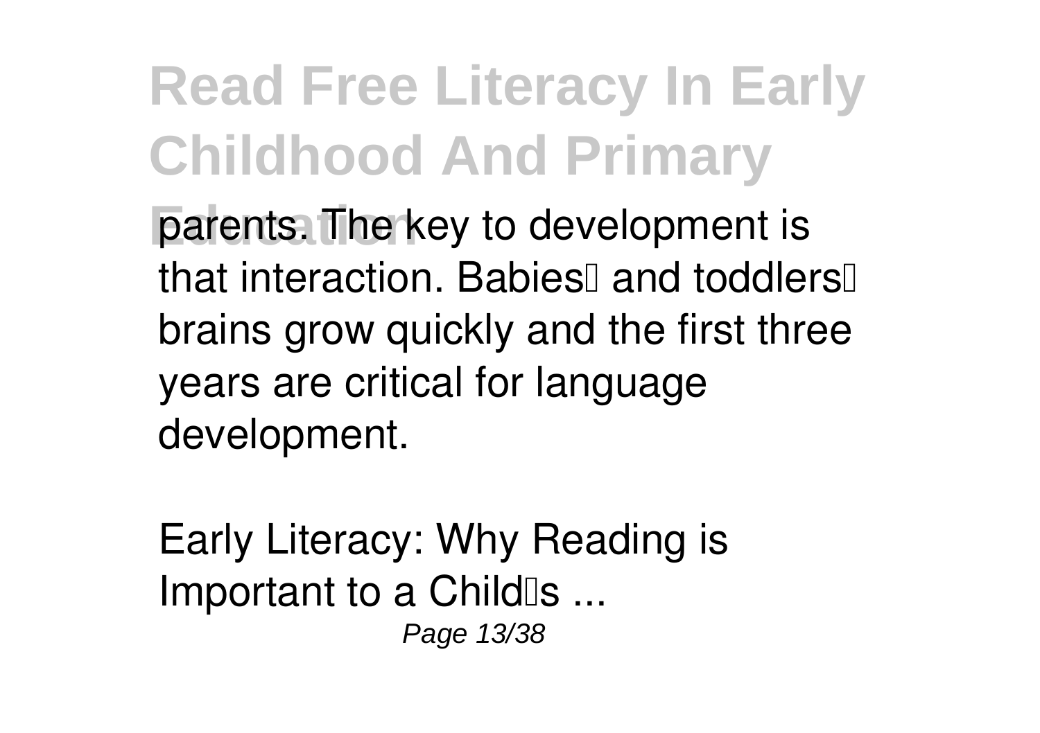parents. The key to development is that interaction. Babies' and toddlers' brains grow quickly and the first three years are critical for language development.

Early Literacy: Why Reading is Important to a Child's ...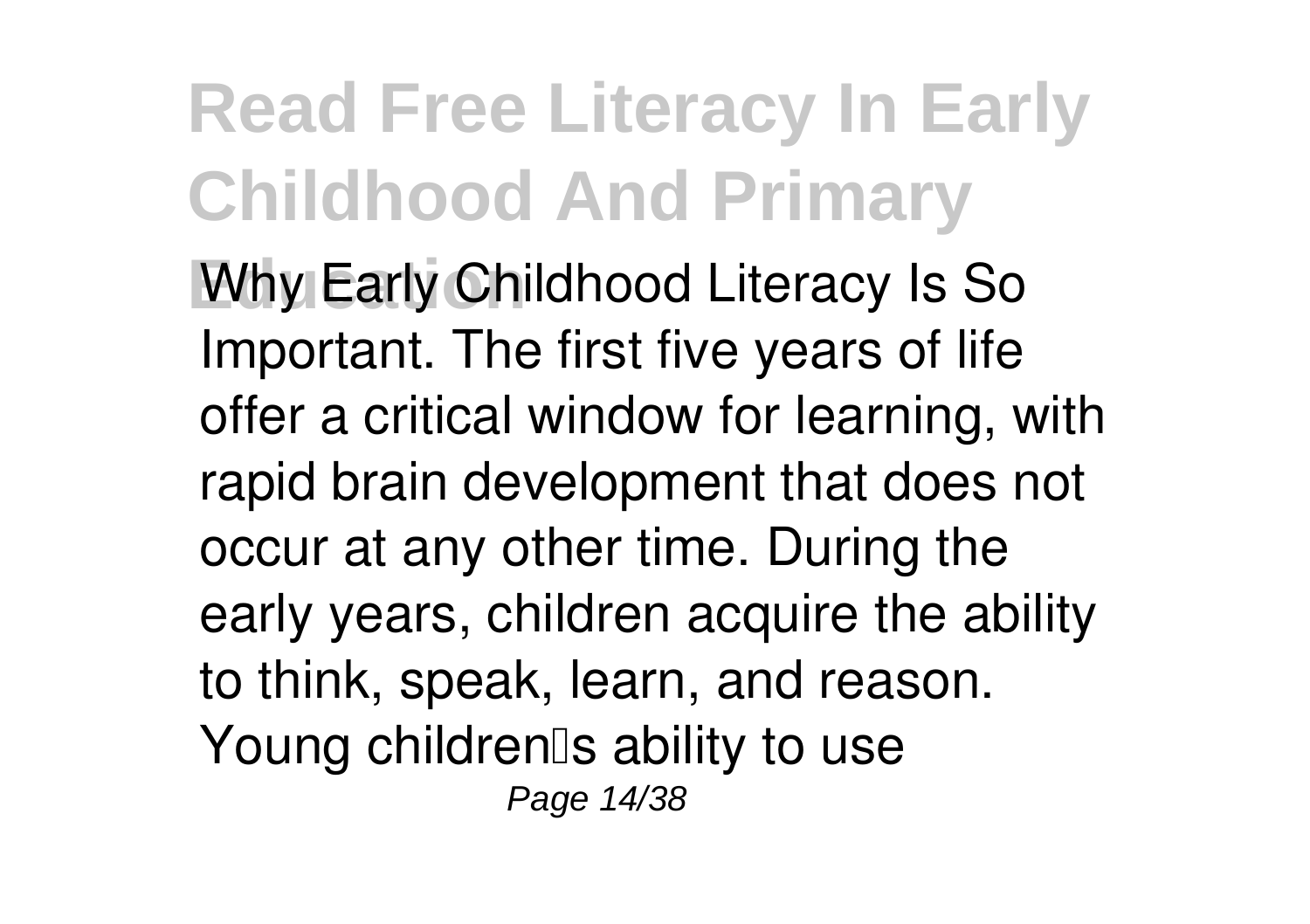Why Early Childhood Literacy Is So Important. The first five years of life offer a critical window for learning, with rapid brain development that does not occur at any other time. During the early years, children acquire the ability to think, speak, learn, and reason. Young children's ability to use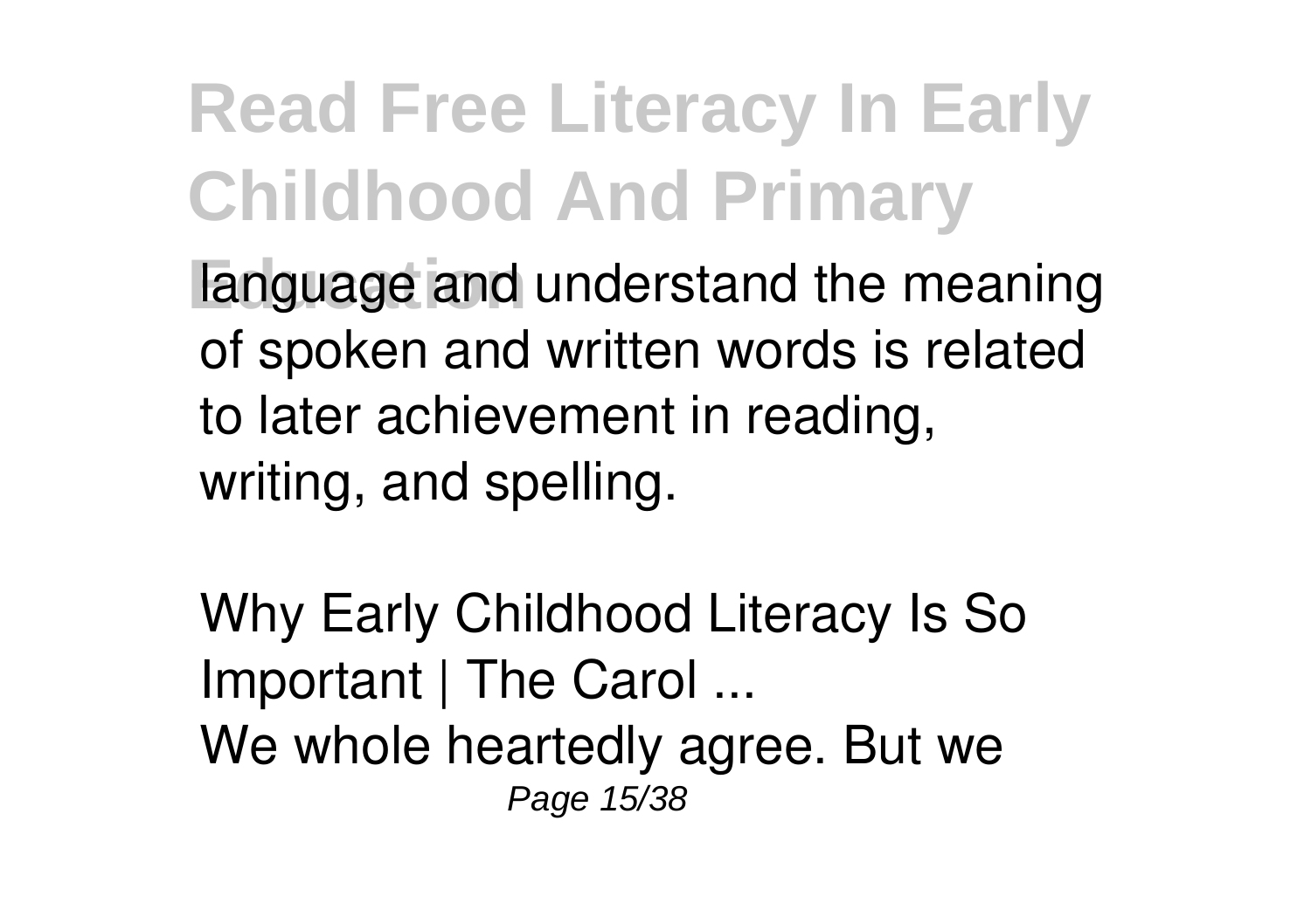language and understand the meaning of spoken and written words is related to later achievement in reading, writing, and spelling.

Why Early Childhood Literacy Is So Important | The Carol ...

We whole heartedly agree. But we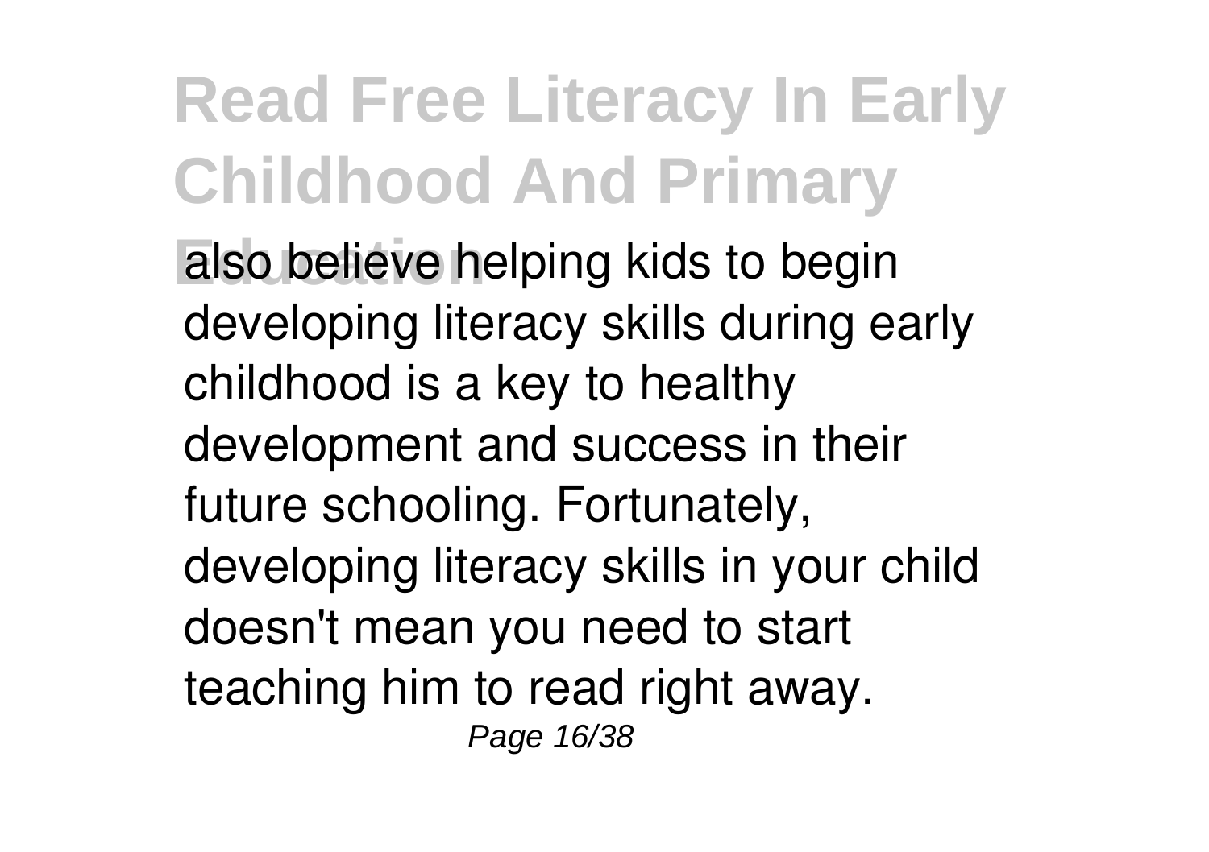also believe helping kids to begin developing literacy skills during early childhood is a key to healthy development and success in their future schooling. Fortunately, developing literacy skills in your child doesn't mean you need to start teaching him to read right away.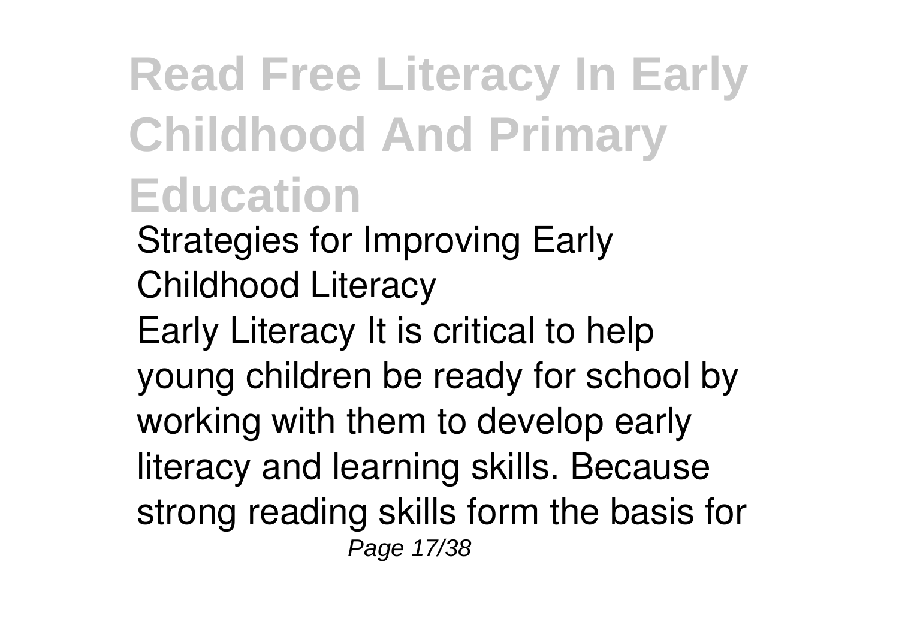**Strategies for Improving Early Childhood Literacy**

Early Literacy It is critical to help young children be ready for school by working with them to develop early literacy and learning skills. Because strong reading skills form the basis for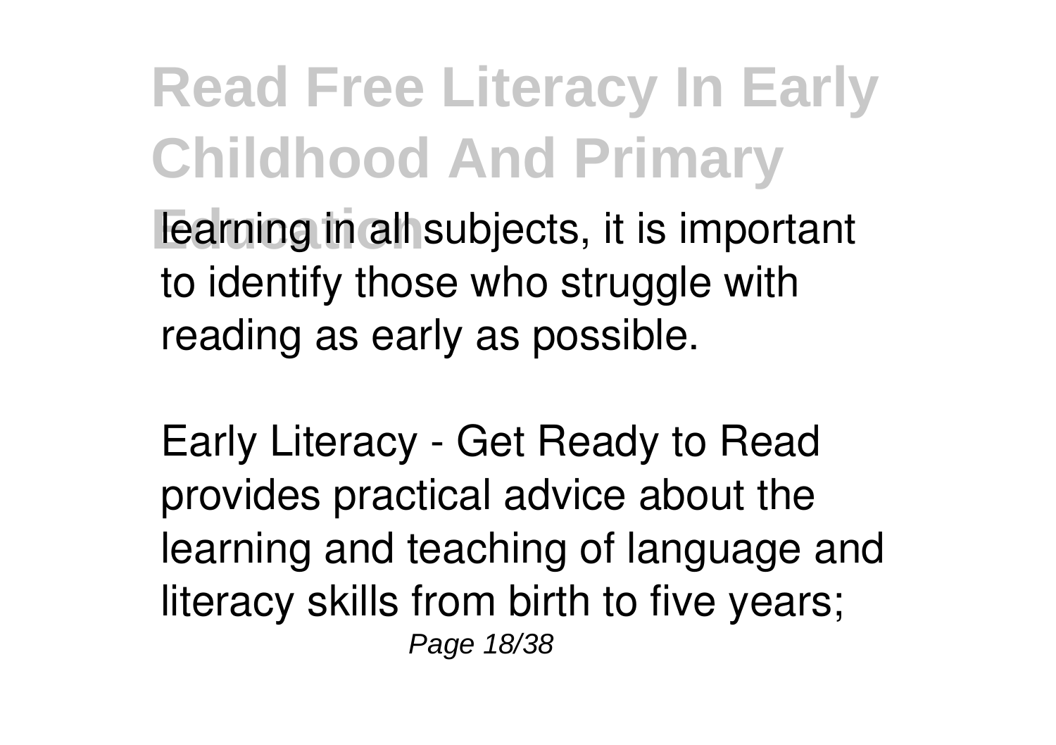learning in all subjects, it is important to identify those who struggle with reading as early as possible.

Early Literacy - Get Ready to Read provides practical advice about the learning and teaching of language and literacy skills from birth to five years;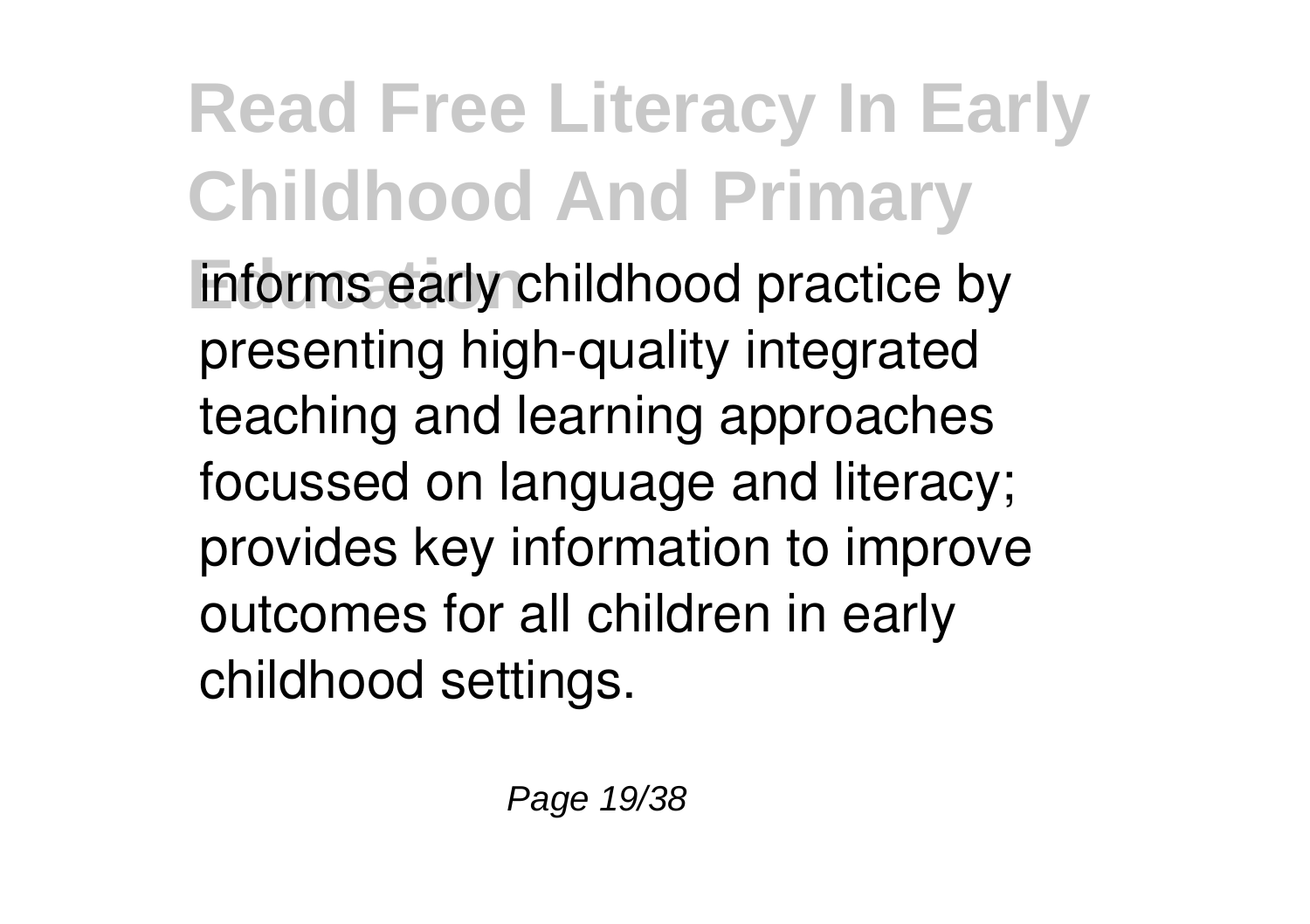informs early childhood practice by presenting high-quality integrated teaching and learning approaches focussed on language and literacy; provides key information to improve outcomes for all children in early childhood settings.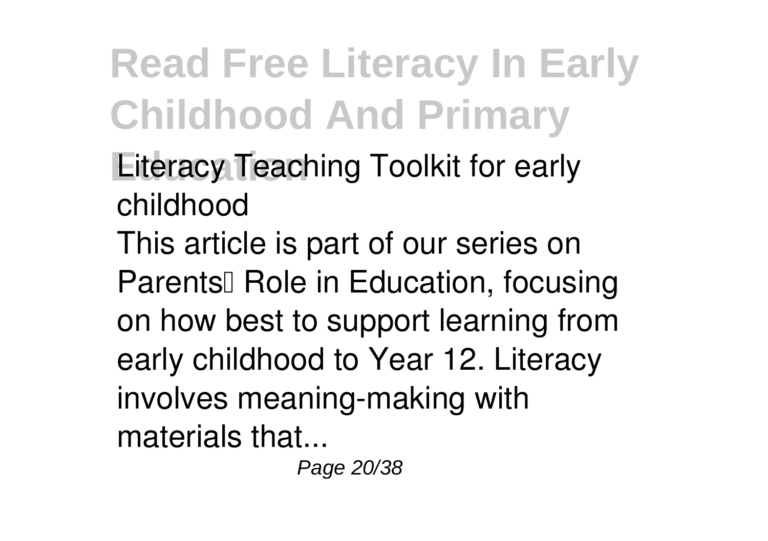**Literacy Teaching Toolkit for early childhood**

This article is part of our series on Parents Role in Education, focusing on how best to support learning from early childhood to Year 12. Literacy involves meaning-making with materials that...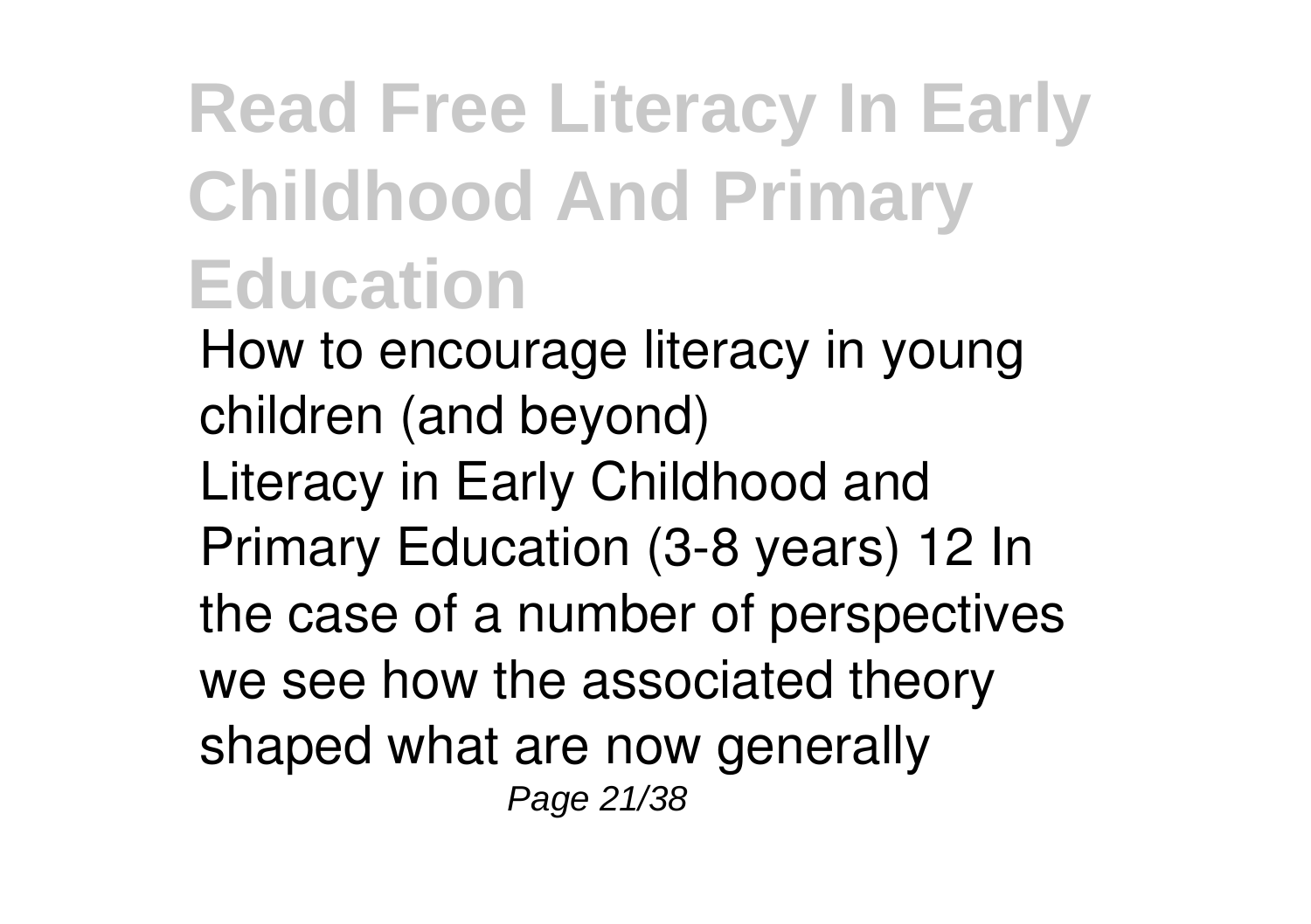How to encourage literacy in young children (and beyond)

Literacy in Early Childhood and Primary Education (3-8 years) 12 In the case of a number of perspectives we see how the associated theory shaped what are now generally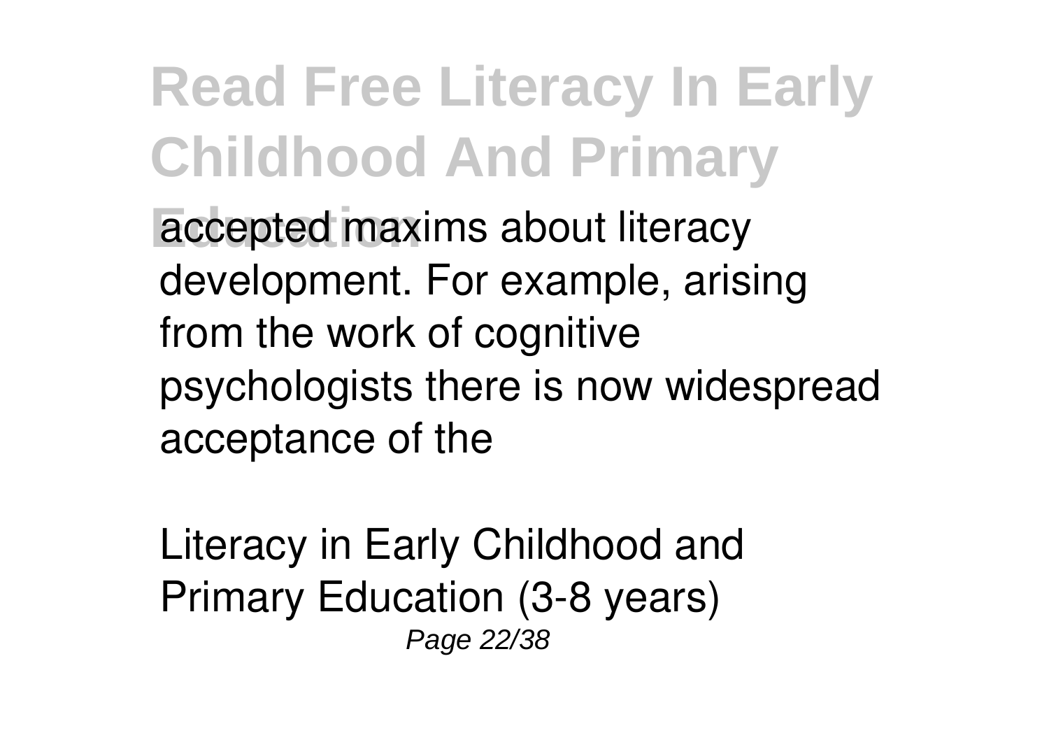accepted maxims about literacy development. For example, arising from the work of cognitive psychologists there is now widespread acceptance of the

Literacy in Early Childhood and Primary Education (3-8 years)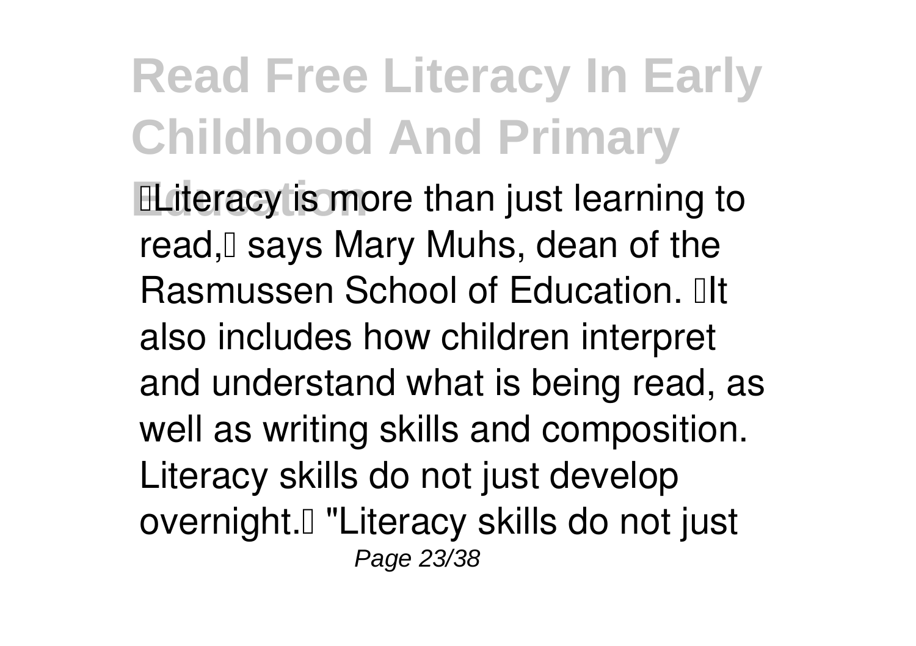"Literacy is more than just learning to read," says Mary Muhs, dean of the Rasmussen School of Education. "It also includes how children interpret and understand what is being read, as well as writing skills and composition. Literacy skills do not just develop overnight." "Literacy skills do not just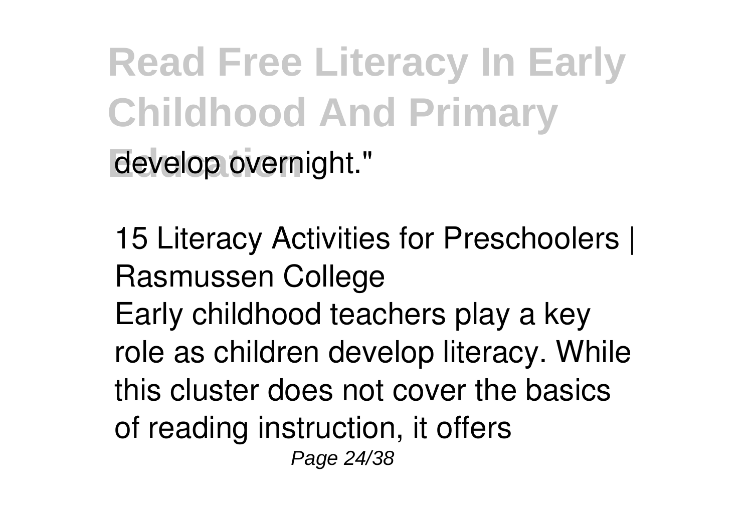develop overnight."

15 Literacy Activities for Preschoolers | Rasmussen College

Early childhood teachers play a key role as children develop literacy. While this cluster does not cover the basics of reading instruction, it offers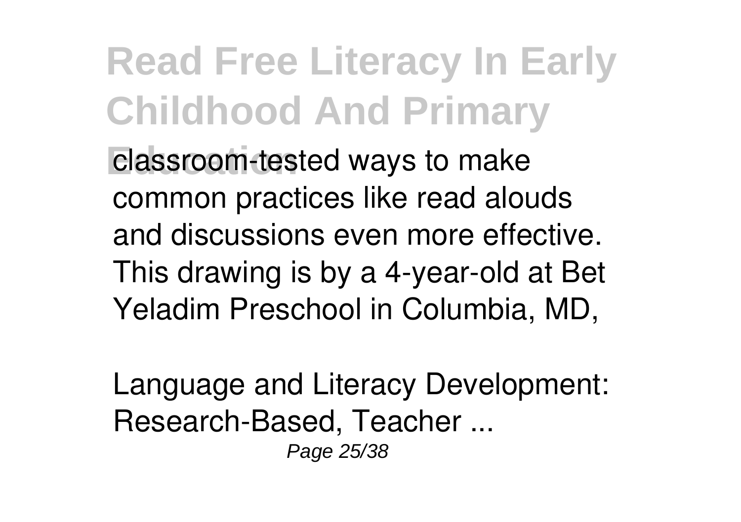classroom-tested ways to make common practices like read alouds and discussions even more effective. This drawing is by a 4-year-old at Bet Yeladim Preschool in Columbia, MD,

Language and Literacy Development: Research-Based, Teacher ...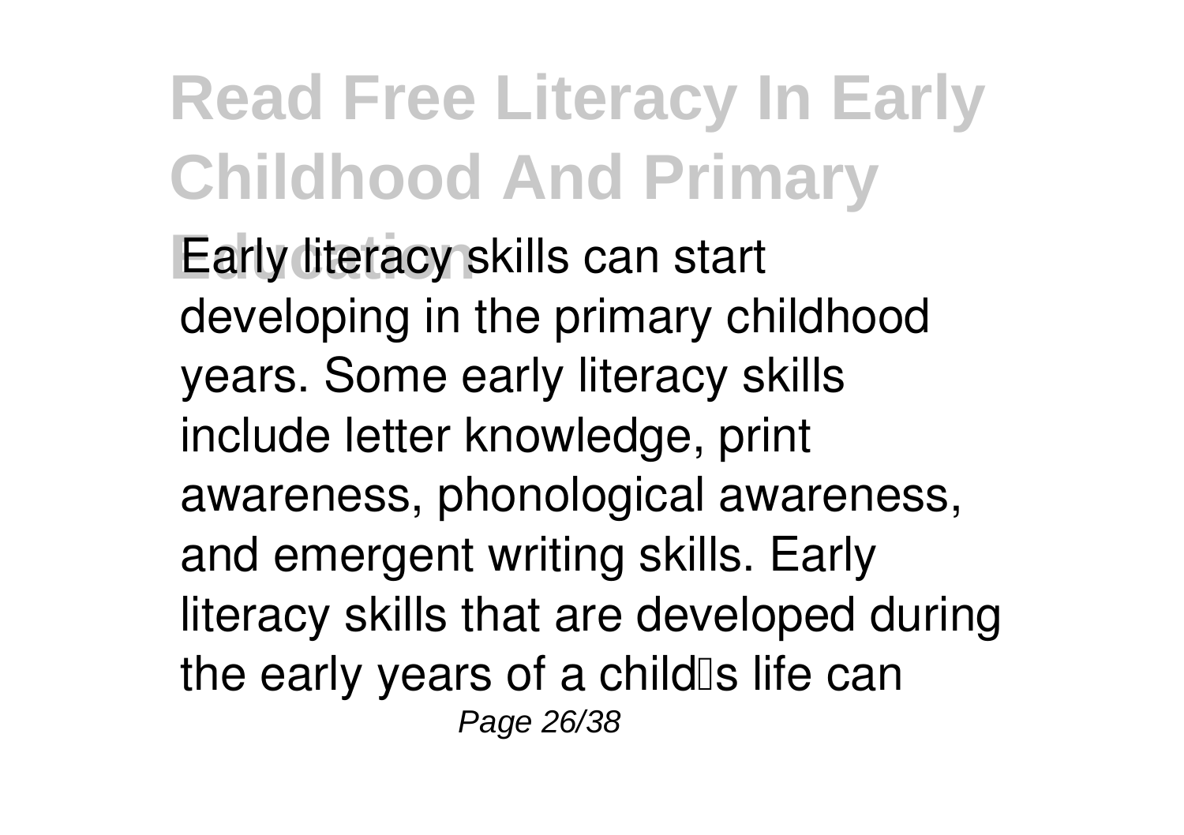Early literacy skills can start developing in the primary childhood years. Some early literacy skills include letter knowledge, print awareness, phonological awareness, and emergent writing skills. Early literacy skills that are developed during the early years of a child's life can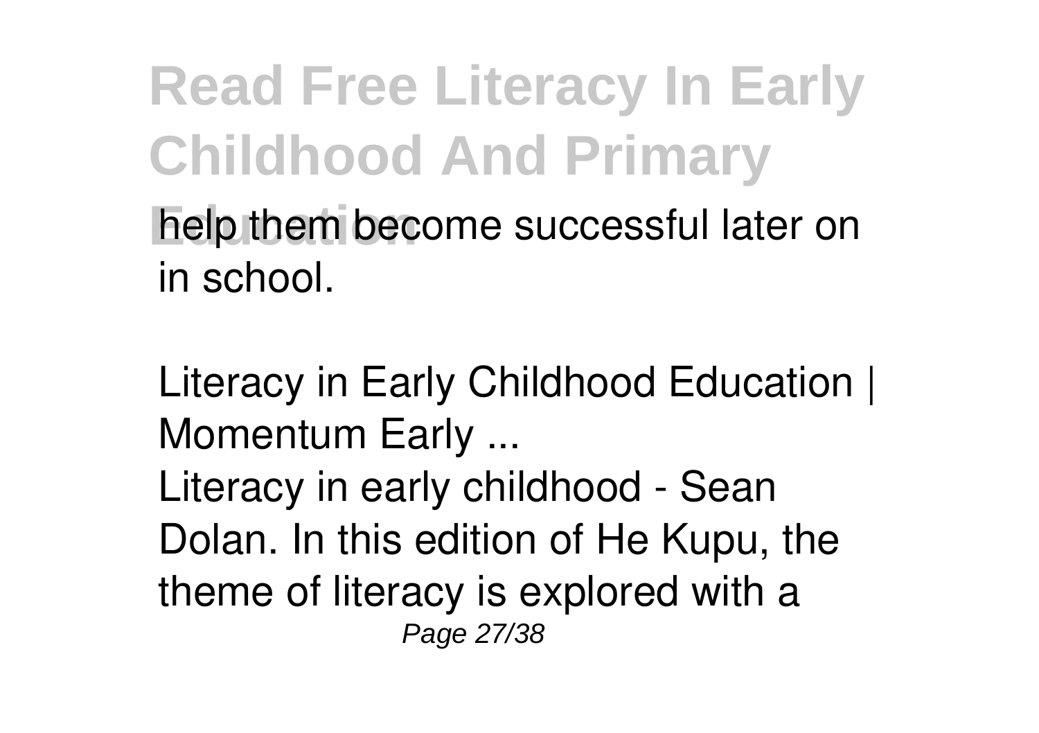help them become successful later on in school.

Literacy in Early Childhood Education | Momentum Early ...

Literacy in early childhood - Sean Dolan. In this edition of He Kupu, the theme of literacy is explored with a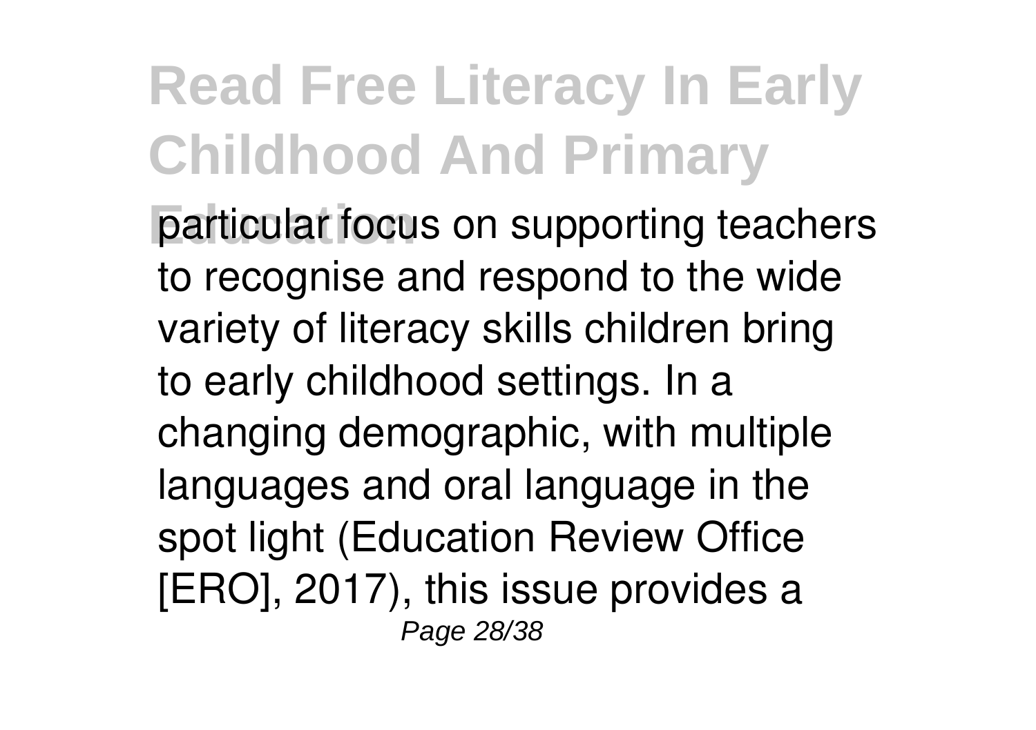particular focus on supporting teachers to recognise and respond to the wide variety of literacy skills children bring to early childhood settings. In a changing demographic, with multiple languages and oral language in the spot light (Education Review Office [ERO], 2017), this issue provides a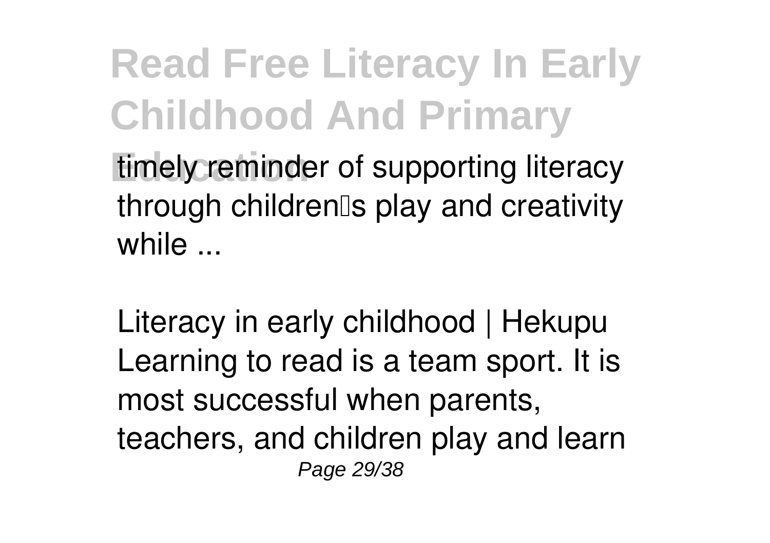timely reminder of supporting literacy through children's play and creativity while ...

Literacy in early childhood | Hekupu
Learning to read is a team sport. It is most successful when parents, teachers, and children play and learn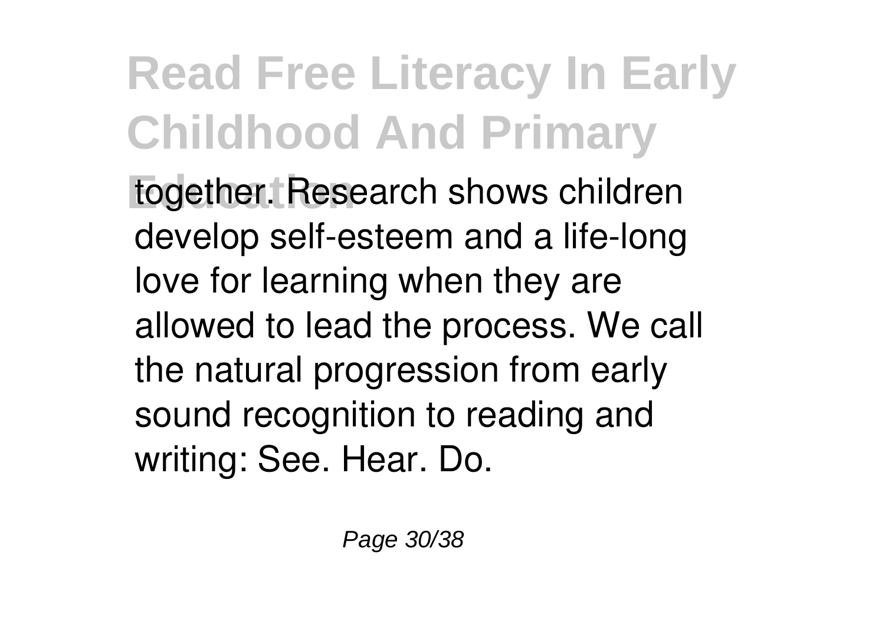together. Research shows children develop self-esteem and a life-long love for learning when they are allowed to lead the process. We call the natural progression from early sound recognition to reading and writing: See. Hear. Do.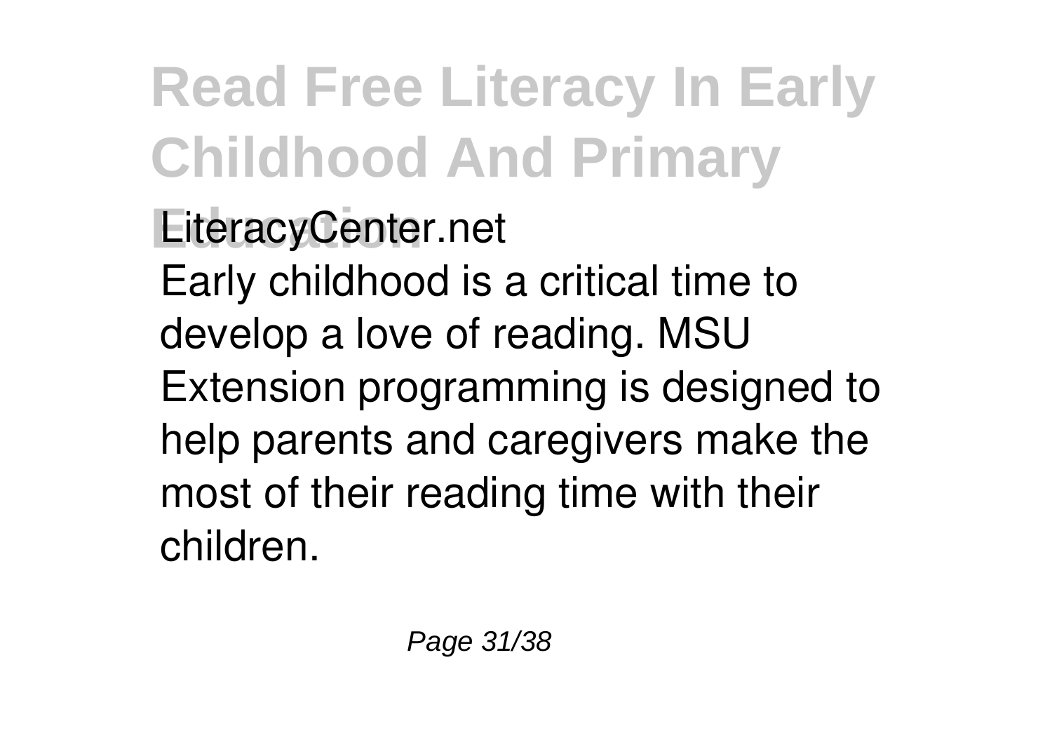**LiteracyCenter.net**

Early childhood is a critical time to develop a love of reading. MSU Extension programming is designed to help parents and caregivers make the most of their reading time with their children.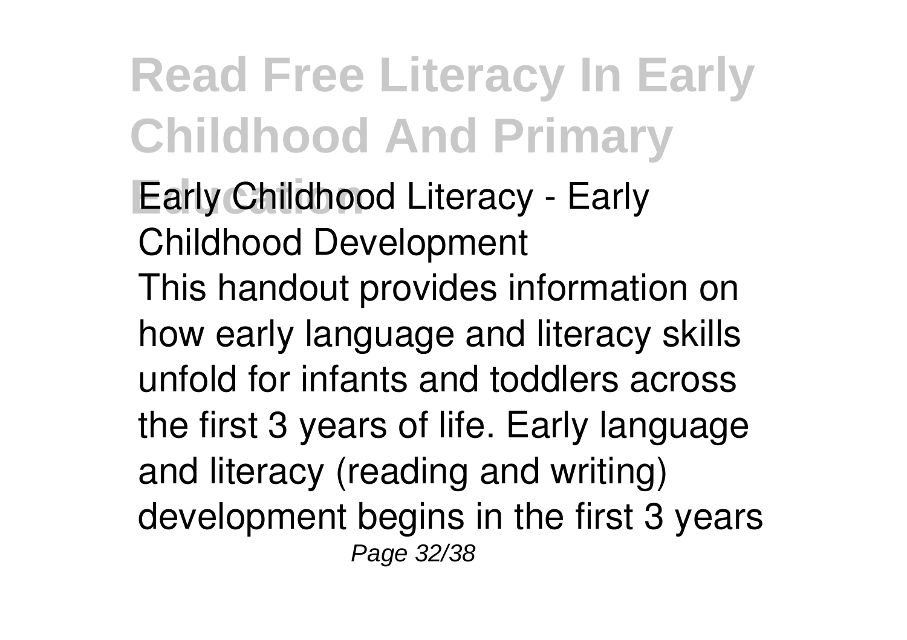**Early Childhood Literacy - Early Childhood Development**

This handout provides information on how early language and literacy skills unfold for infants and toddlers across the first 3 years of life. Early language and literacy (reading and writing) development begins in the first 3 years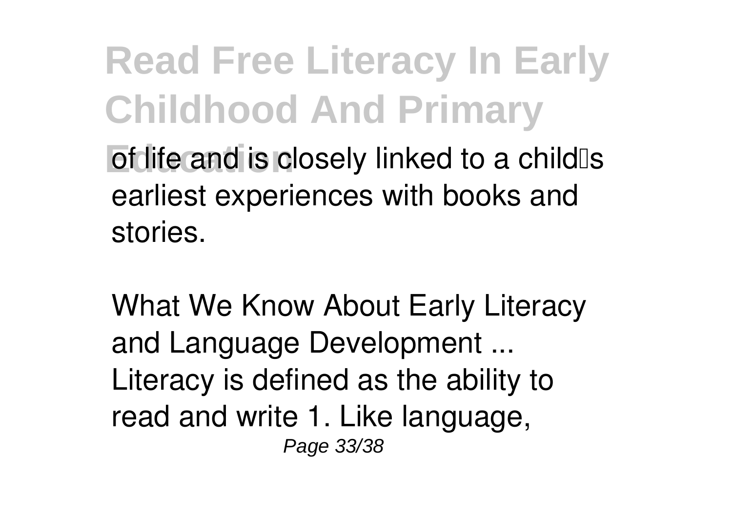of life and is closely linked to a child's earliest experiences with books and stories.

What We Know About Early Literacy and Language Development ...
Literacy is defined as the ability to read and write 1. Like language,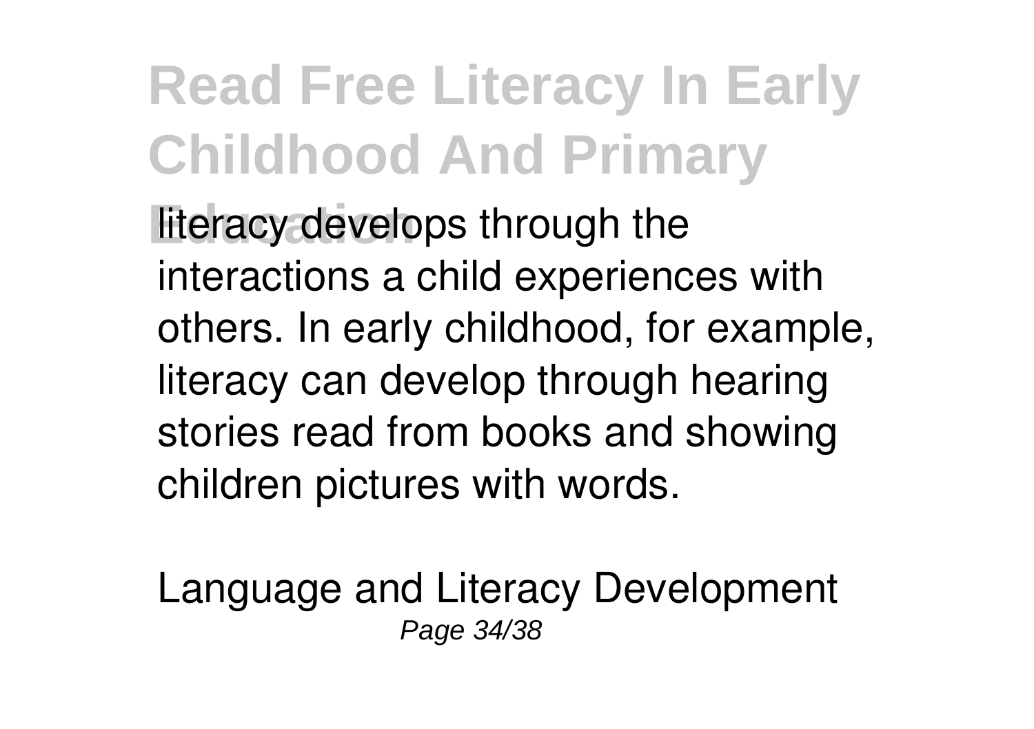literacy develops through the interactions a child experiences with others. In early childhood, for example, literacy can develop through hearing stories read from books and showing children pictures with words.

Language and Literacy Development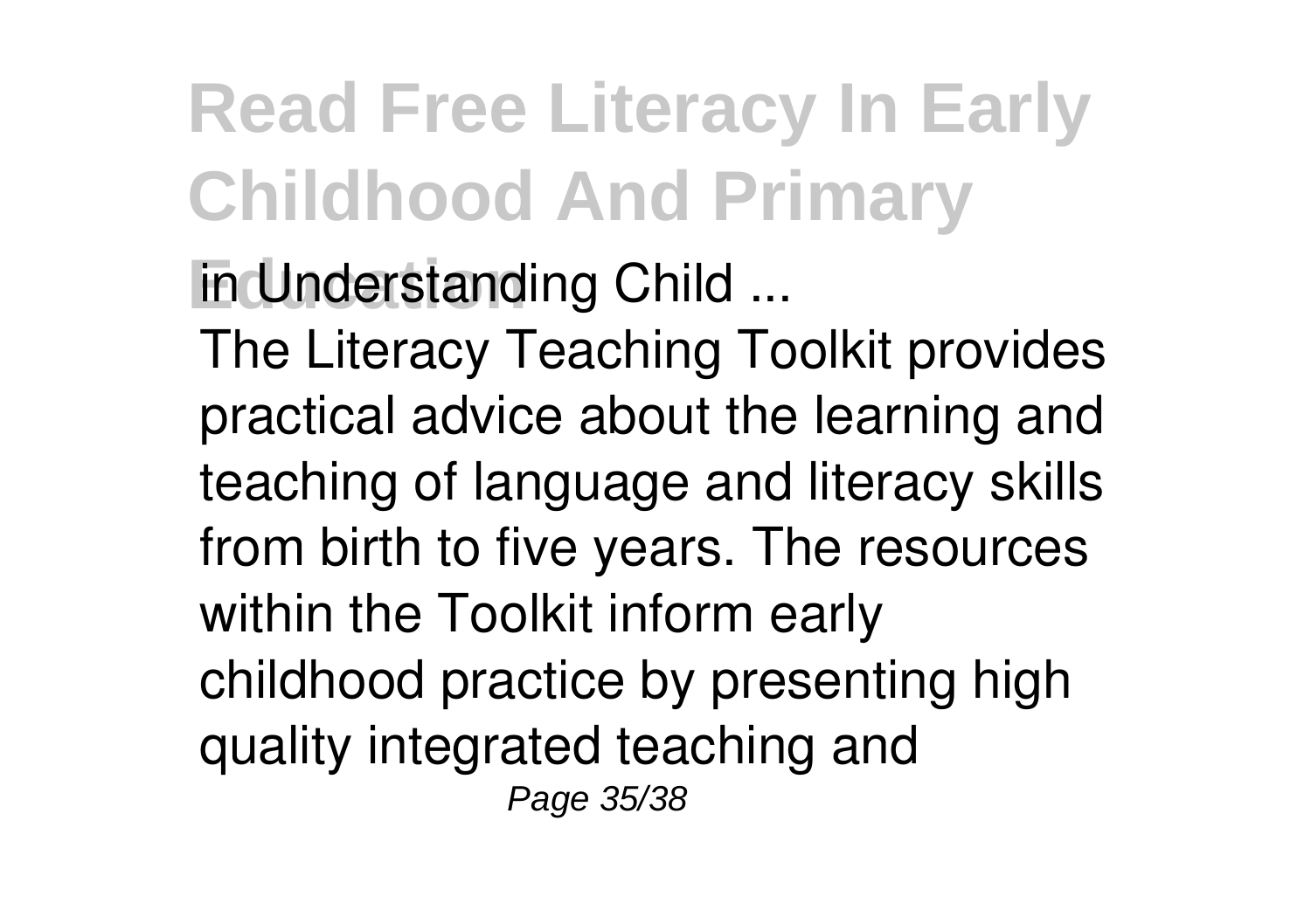in Understanding Child ...

The Literacy Teaching Toolkit provides practical advice about the learning and teaching of language and literacy skills from birth to five years. The resources within the Toolkit inform early childhood practice by presenting high quality integrated teaching and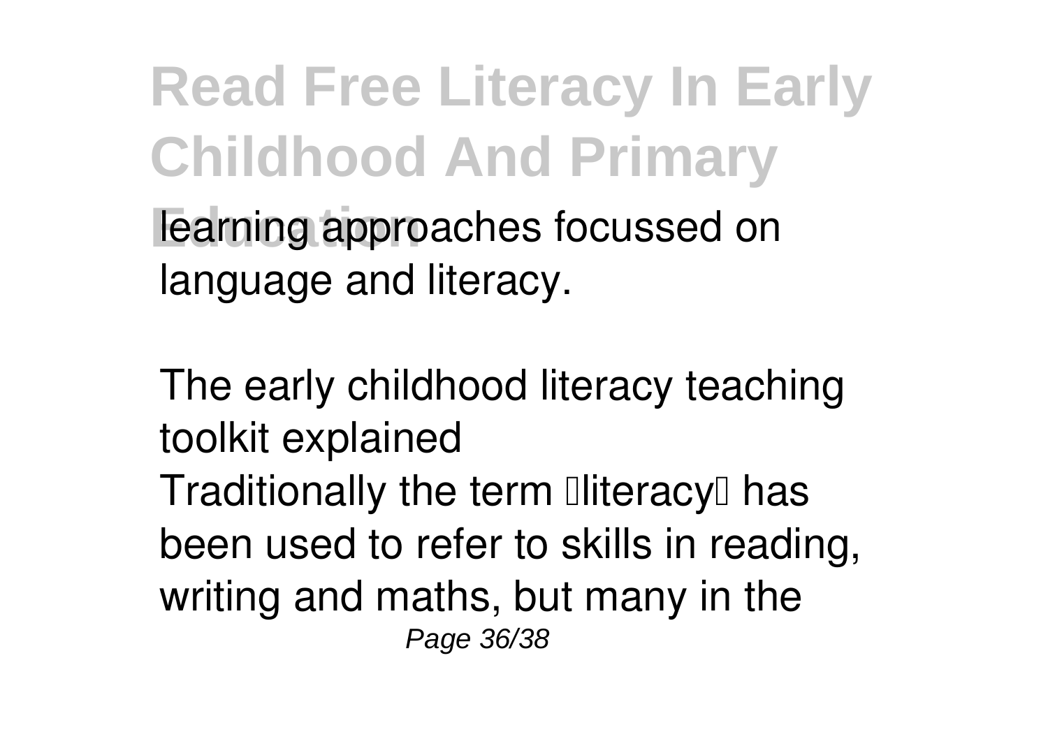learning approaches focussed on language and literacy.

The early childhood literacy teaching toolkit explained

Traditionally the term 'literacy' has been used to refer to skills in reading, writing and maths, but many in the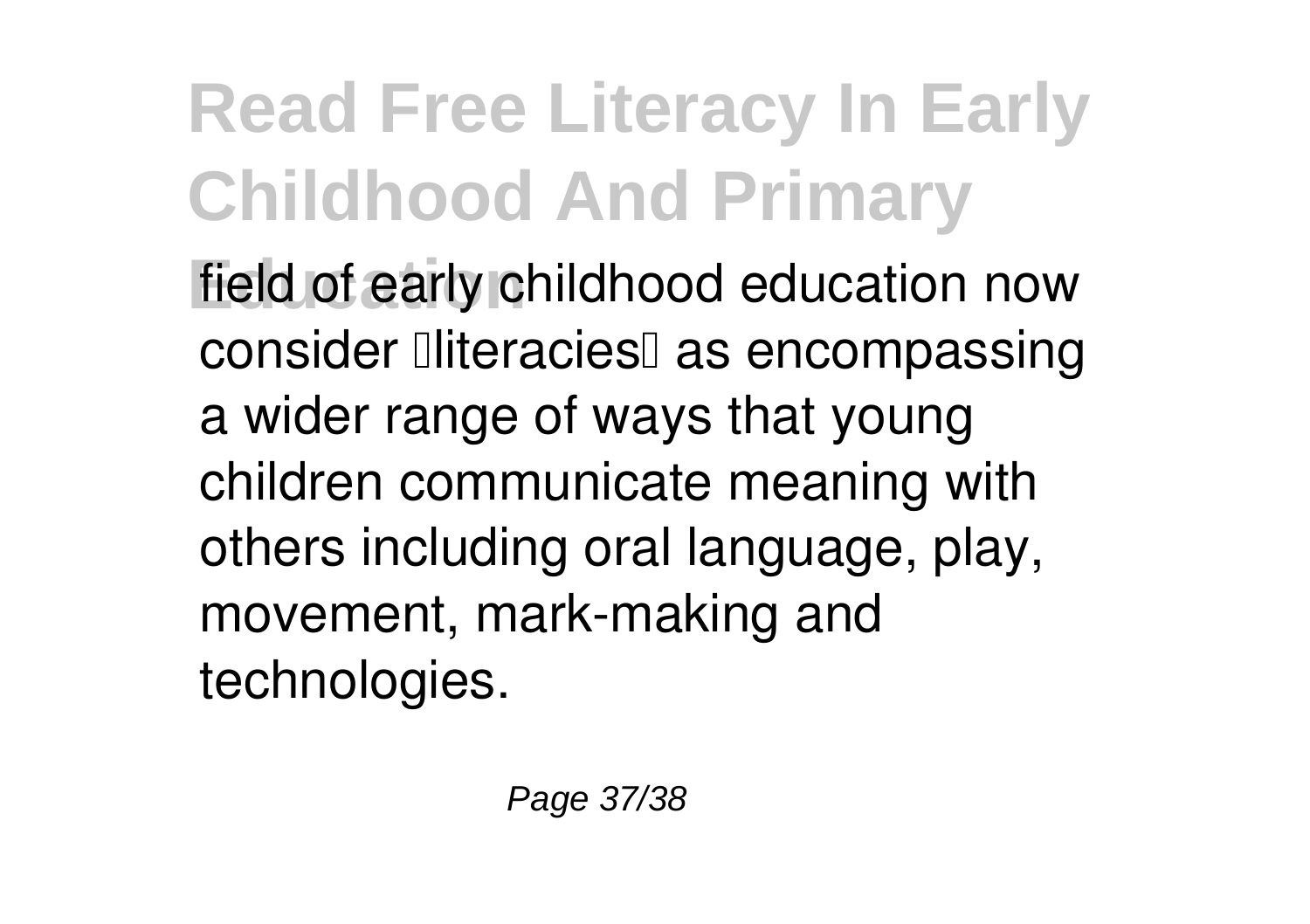field of early childhood education now consider ‘literacies’ as encompassing a wider range of ways that young children communicate meaning with others including oral language, play, movement, mark-making and technologies.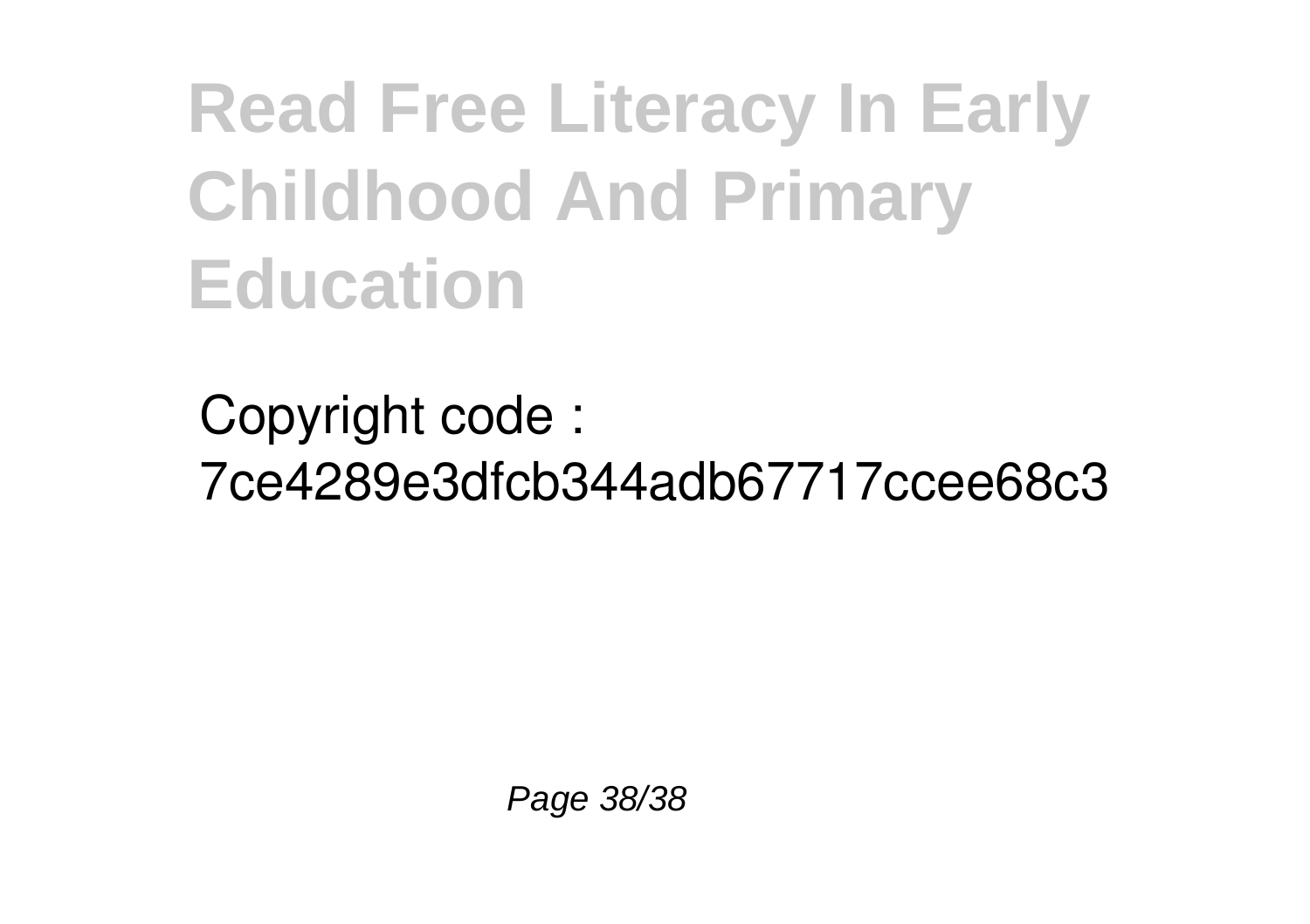Copyright code : 7ce4289e3dfcb344adb67717ccee68c3